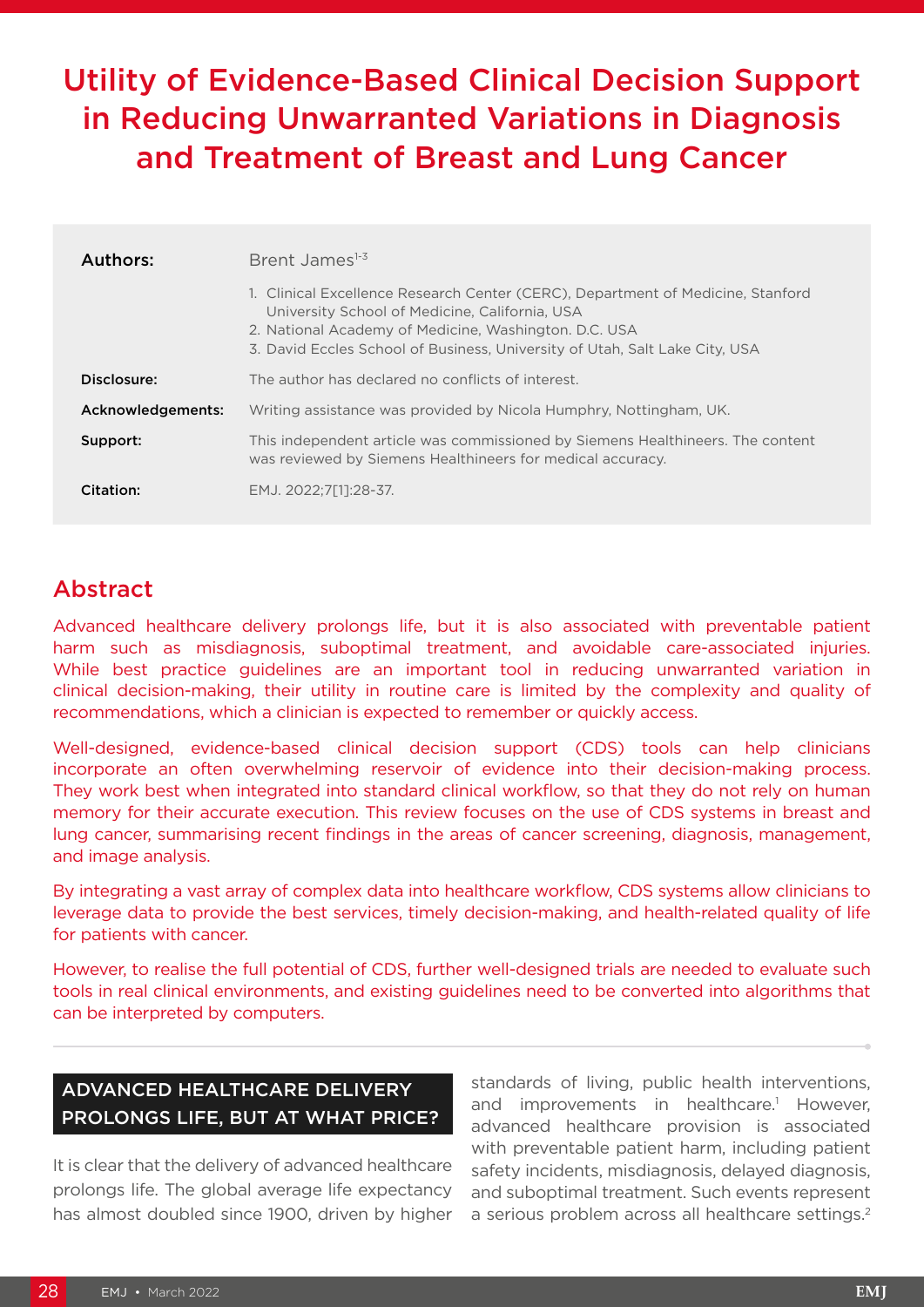# Utility of Evidence-Based Clinical Decision Support in Reducing Unwarranted Variations in Diagnosis and Treatment of Breast and Lung Cancer

**Authors:** Brent James[1-3]

1. Clinical Excellence Research Center (CERC), Department of Medicine, Stanford University School of Medicine, California, USA
2. National Academy of Medicine, Washington. D.C. USA
3. David Eccles School of Business, University of Utah, Salt Lake City, USA

**Disclosure:** The author has declared no conflicts of interest.

**Acknowledgements:** Writing assistance was provided by Nicola Humphry, Nottingham, UK.

**Support:** This independent article was commissioned by Siemens Healthineers. The content was reviewed by Siemens Healthineers for medical accuracy.

**Citation:** EMJ. 2022;7[1]:28-37.

## Abstract

Advanced healthcare delivery prolongs life, but it is also associated with preventable patient harm such as misdiagnosis, suboptimal treatment, and avoidable care-associated injuries. While best practice guidelines are an important tool in reducing unwarranted variation in clinical decision-making, their utility in routine care is limited by the complexity and quality of recommendations, which a clinician is expected to remember or quickly access.

Well-designed, evidence-based clinical decision support (CDS) tools can help clinicians incorporate an often overwhelming reservoir of evidence into their decision-making process. They work best when integrated into standard clinical workflow, so that they do not rely on human memory for their accurate execution. This review focuses on the use of CDS systems in breast and lung cancer, summarising recent findings in the areas of cancer screening, diagnosis, management, and image analysis.

By integrating a vast array of complex data into healthcare workflow, CDS systems allow clinicians to leverage data to provide the best services, timely decision-making, and health-related quality of life for patients with cancer.

However, to realise the full potential of CDS, further well-designed trials are needed to evaluate such tools in real clinical environments, and existing guidelines need to be converted into algorithms that can be interpreted by computers.

## ADVANCED HEALTHCARE DELIVERY PROLONGS LIFE, BUT AT WHAT PRICE?

It is clear that the delivery of advanced healthcare prolongs life. The global average life expectancy has almost doubled since 1900, driven by higher standards of living, public health interventions, and improvements in healthcare.[1] However, advanced healthcare provision is associated with preventable patient harm, including patient safety incidents, misdiagnosis, delayed diagnosis, and suboptimal treatment. Such events represent a serious problem across all healthcare settings.[2]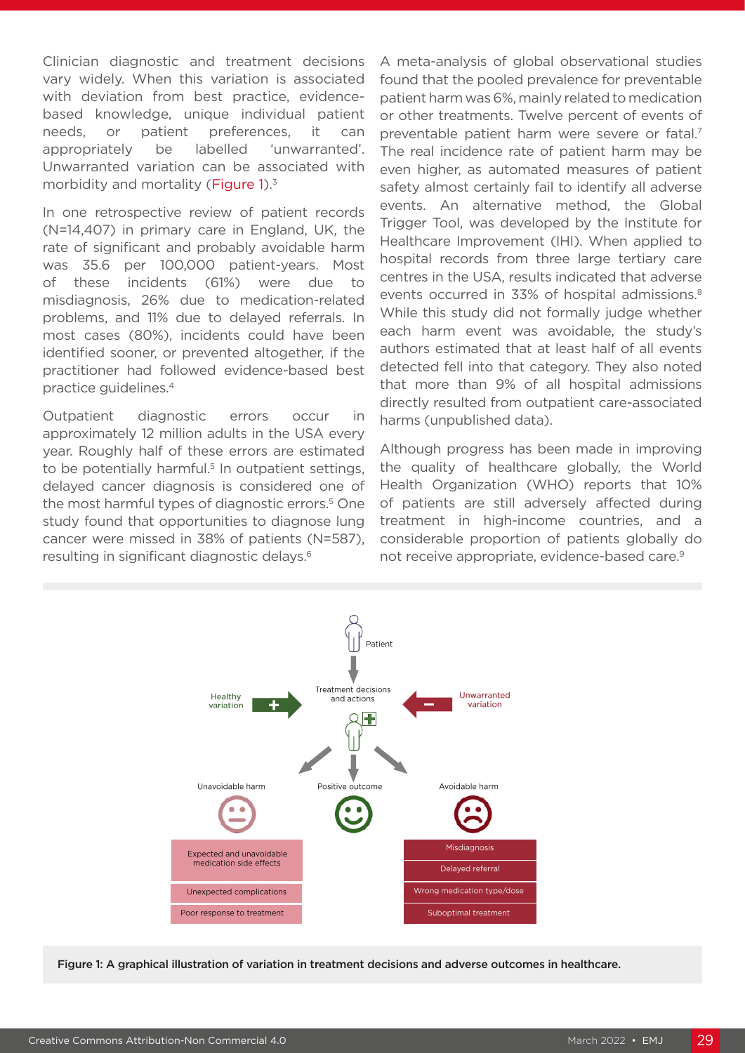Clinician diagnostic and treatment decisions vary widely. When this variation is associated with deviation from best practice, evidence-based knowledge, unique individual patient needs, or patient preferences, it can appropriately be labelled 'unwarranted'. Unwarranted variation can be associated with morbidity and mortality (Figure 1).[3]

In one retrospective review of patient records (N=14,407) in primary care in England, UK, the rate of significant and probably avoidable harm was 35.6 per 100,000 patient-years. Most of these incidents (61%) were due to misdiagnosis, 26% due to medication-related problems, and 11% due to delayed referrals. In most cases (80%), incidents could have been identified sooner, or prevented altogether, if the practitioner had followed evidence-based best practice guidelines.[4]

Outpatient diagnostic errors occur in approximately 12 million adults in the USA every year. Roughly half of these errors are estimated to be potentially harmful.[5] In outpatient settings, delayed cancer diagnosis is considered one of the most harmful types of diagnostic errors.[5] One study found that opportunities to diagnose lung cancer were missed in 38% of patients (N=587), resulting in significant diagnostic delays.[6]

A meta-analysis of global observational studies found that the pooled prevalence for preventable patient harm was 6%, mainly related to medication or other treatments. Twelve percent of events of preventable patient harm were severe or fatal.[7] The real incidence rate of patient harm may be even higher, as automated measures of patient safety almost certainly fail to identify all adverse events. An alternative method, the Global Trigger Tool, was developed by the Institute for Healthcare Improvement (IHI). When applied to hospital records from three large tertiary care centres in the USA, results indicated that adverse events occurred in 33% of hospital admissions.[8] While this study did not formally judge whether each harm event was avoidable, the study's authors estimated that at least half of all events detected fell into that category. They also noted that more than 9% of all hospital admissions directly resulted from outpatient care-associated harms (unpublished data).

Although progress has been made in improving the quality of healthcare globally, the World Health Organization (WHO) reports that 10% of patients are still adversely affected during treatment in high-income countries, and a considerable proportion of patients globally do not receive appropriate, evidence-based care.[9]

Figure 1: A graphical illustration of variation in treatment decisions and adverse outcomes in healthcare.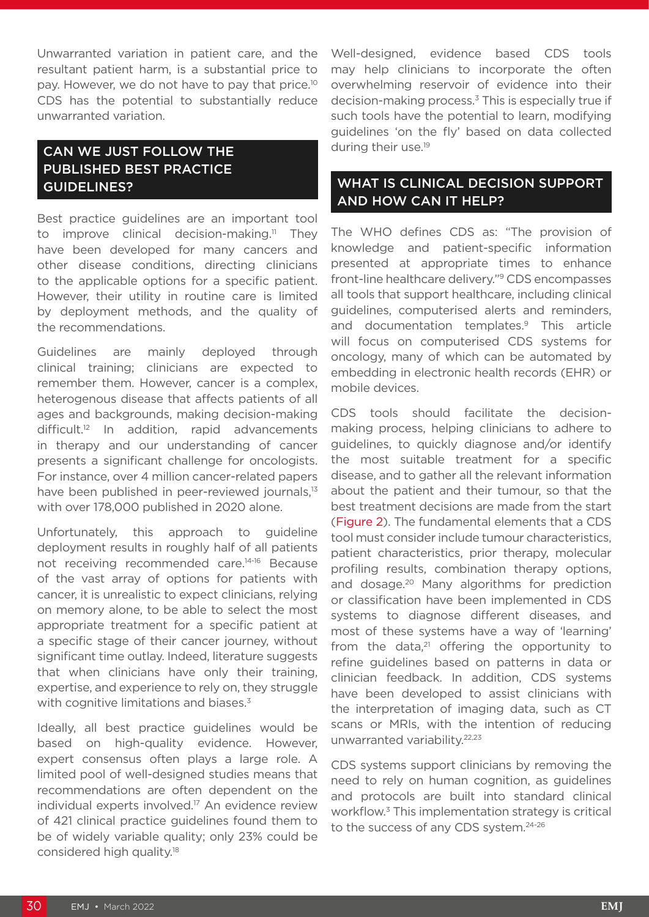Unwarranted variation in patient care, and the resultant patient harm, is a substantial price to pay. However, we do not have to pay that price.[10] CDS has the potential to substantially reduce unwarranted variation.

## CAN WE JUST FOLLOW THE PUBLISHED BEST PRACTICE GUIDELINES?

Best practice guidelines are an important tool to improve clinical decision-making.[11] They have been developed for many cancers and other disease conditions, directing clinicians to the applicable options for a specific patient. However, their utility in routine care is limited by deployment methods, and the quality of the recommendations.

Guidelines are mainly deployed through clinical training; clinicians are expected to remember them. However, cancer is a complex, heterogenous disease that affects patients of all ages and backgrounds, making decision-making difficult.[12] In addition, rapid advancements in therapy and our understanding of cancer presents a significant challenge for oncologists. For instance, over 4 million cancer-related papers have been published in peer-reviewed journals,[13] with over 178,000 published in 2020 alone.

Unfortunately, this approach to guideline deployment results in roughly half of all patients not receiving recommended care.[14-16] Because of the vast array of options for patients with cancer, it is unrealistic to expect clinicians, relying on memory alone, to be able to select the most appropriate treatment for a specific patient at a specific stage of their cancer journey, without significant time outlay. Indeed, literature suggests that when clinicians have only their training, expertise, and experience to rely on, they struggle with cognitive limitations and biases.[3]

Ideally, all best practice guidelines would be based on high-quality evidence. However, expert consensus often plays a large role. A limited pool of well-designed studies means that recommendations are often dependent on the individual experts involved.[17] An evidence review of 421 clinical practice guidelines found them to be of widely variable quality; only 23% could be considered high quality.[18]

Well-designed, evidence based CDS tools may help clinicians to incorporate the often overwhelming reservoir of evidence into their decision-making process.[3] This is especially true if such tools have the potential to learn, modifying guidelines 'on the fly' based on data collected during their use.[19]

## WHAT IS CLINICAL DECISION SUPPORT AND HOW CAN IT HELP?

The WHO defines CDS as: "The provision of knowledge and patient-specific information presented at appropriate times to enhance front-line healthcare delivery."[9] CDS encompasses all tools that support healthcare, including clinical guidelines, computerised alerts and reminders, and documentation templates.[9] This article will focus on computerised CDS systems for oncology, many of which can be automated by embedding in electronic health records (EHR) or mobile devices.

CDS tools should facilitate the decision-making process, helping clinicians to adhere to guidelines, to quickly diagnose and/or identify the most suitable treatment for a specific disease, and to gather all the relevant information about the patient and their tumour, so that the best treatment decisions are made from the start (Figure 2). The fundamental elements that a CDS tool must consider include tumour characteristics, patient characteristics, prior therapy, molecular profiling results, combination therapy options, and dosage.[20] Many algorithms for prediction or classification have been implemented in CDS systems to diagnose different diseases, and most of these systems have a way of 'learning' from the data,[21] offering the opportunity to refine guidelines based on patterns in data or clinician feedback. In addition, CDS systems have been developed to assist clinicians with the interpretation of imaging data, such as CT scans or MRIs, with the intention of reducing unwarranted variability.[22,23]

CDS systems support clinicians by removing the need to rely on human cognition, as guidelines and protocols are built into standard clinical workflow.[3] This implementation strategy is critical to the success of any CDS system.[24-26]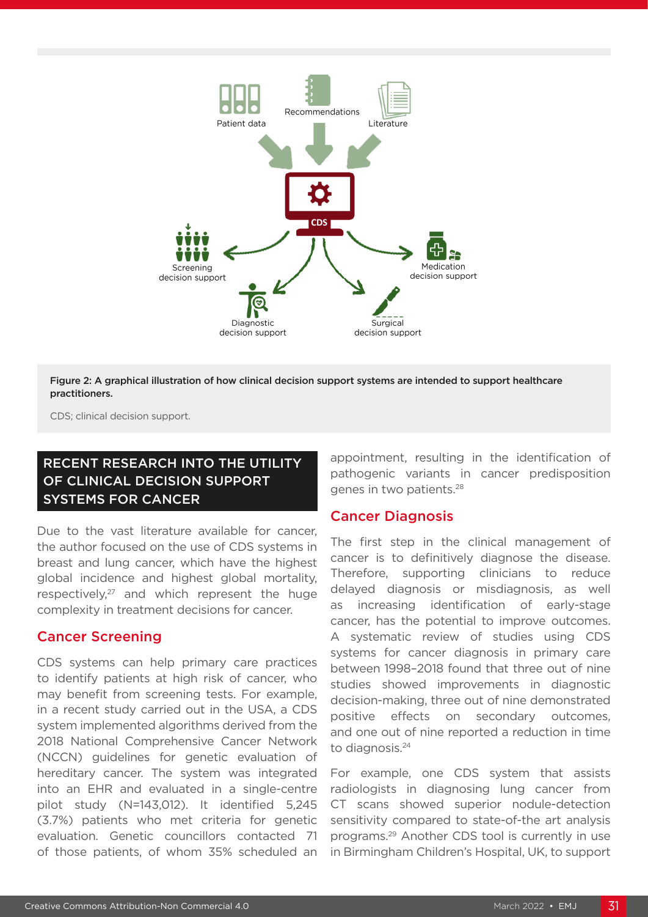Figure 2: A graphical illustration of how clinical decision support systems are intended to support healthcare practitioners.

CDS; clinical decision support.

## RECENT RESEARCH INTO THE UTILITY OF CLINICAL DECISION SUPPORT SYSTEMS FOR CANCER

Due to the vast literature available for cancer, the author focused on the use of CDS systems in breast and lung cancer, which have the highest global incidence and highest global mortality, respectively,[27] and which represent the huge complexity in treatment decisions for cancer.

### Cancer Screening

CDS systems can help primary care practices to identify patients at high risk of cancer, who may benefit from screening tests. For example, in a recent study carried out in the USA, a CDS system implemented algorithms derived from the 2018 National Comprehensive Cancer Network (NCCN) guidelines for genetic evaluation of hereditary cancer. The system was integrated into an EHR and evaluated in a single-centre pilot study (N=143,012). It identified 5,245 (3.7%) patients who met criteria for genetic evaluation. Genetic councillors contacted 71 of those patients, of whom 35% scheduled an appointment, resulting in the identification of pathogenic variants in cancer predisposition genes in two patients.[28]

### Cancer Diagnosis

The first step in the clinical management of cancer is to definitively diagnose the disease. Therefore, supporting clinicians to reduce delayed diagnosis or misdiagnosis, as well as increasing identification of early-stage cancer, has the potential to improve outcomes. A systematic review of studies using CDS systems for cancer diagnosis in primary care between 1998–2018 found that three out of nine studies showed improvements in diagnostic decision-making, three out of nine demonstrated positive effects on secondary outcomes, and one out of nine reported a reduction in time to diagnosis.[24]

For example, one CDS system that assists radiologists in diagnosing lung cancer from CT scans showed superior nodule-detection sensitivity compared to state-of-the art analysis programs.[29] Another CDS tool is currently in use in Birmingham Children's Hospital, UK, to support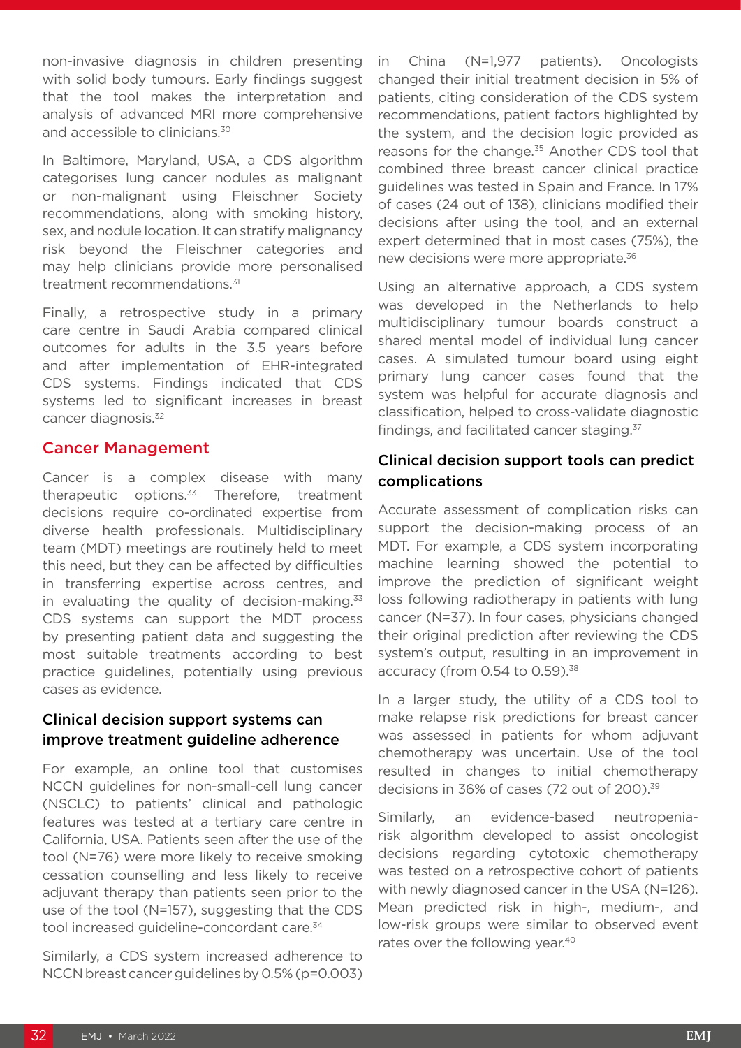non-invasive diagnosis in children presenting with solid body tumours. Early findings suggest that the tool makes the interpretation and analysis of advanced MRI more comprehensive and accessible to clinicians.[30]

In Baltimore, Maryland, USA, a CDS algorithm categorises lung cancer nodules as malignant or non-malignant using Fleischner Society recommendations, along with smoking history, sex, and nodule location. It can stratify malignancy risk beyond the Fleischner categories and may help clinicians provide more personalised treatment recommendations.[31]

Finally, a retrospective study in a primary care centre in Saudi Arabia compared clinical outcomes for adults in the 3.5 years before and after implementation of EHR-integrated CDS systems. Findings indicated that CDS systems led to significant increases in breast cancer diagnosis.[32]

## Cancer Management

Cancer is a complex disease with many therapeutic options.[33] Therefore, treatment decisions require co-ordinated expertise from diverse health professionals. Multidisciplinary team (MDT) meetings are routinely held to meet this need, but they can be affected by difficulties in transferring expertise across centres, and in evaluating the quality of decision-making.[33] CDS systems can support the MDT process by presenting patient data and suggesting the most suitable treatments according to best practice guidelines, potentially using previous cases as evidence.

### Clinical decision support systems can improve treatment guideline adherence

For example, an online tool that customises NCCN guidelines for non-small-cell lung cancer (NSCLC) to patients' clinical and pathologic features was tested at a tertiary care centre in California, USA. Patients seen after the use of the tool (N=76) were more likely to receive smoking cessation counselling and less likely to receive adjuvant therapy than patients seen prior to the use of the tool (N=157), suggesting that the CDS tool increased guideline-concordant care.[34]

Similarly, a CDS system increased adherence to NCCN breast cancer guidelines by 0.5% (p=0.003) in China (N=1,977 patients). Oncologists changed their initial treatment decision in 5% of patients, citing consideration of the CDS system recommendations, patient factors highlighted by the system, and the decision logic provided as reasons for the change.[35] Another CDS tool that combined three breast cancer clinical practice guidelines was tested in Spain and France. In 17% of cases (24 out of 138), clinicians modified their decisions after using the tool, and an external expert determined that in most cases (75%), the new decisions were more appropriate.[36]

Using an alternative approach, a CDS system was developed in the Netherlands to help multidisciplinary tumour boards construct a shared mental model of individual lung cancer cases. A simulated tumour board using eight primary lung cancer cases found that the system was helpful for accurate cancer diagnosis and classification, helped to cross-validate diagnostic findings, and facilitated cancer staging.[37]

### Clinical decision support tools can predict complications

Accurate assessment of complication risks can support the decision-making process of an MDT. For example, a CDS system incorporating machine learning showed the potential to improve the prediction of significant weight loss following radiotherapy in patients with lung cancer (N=37). In four cases, physicians changed their original prediction after reviewing the CDS system's output, resulting in an improvement in accuracy (from 0.54 to 0.59).[38]

In a larger study, the utility of a CDS tool to make relapse risk predictions for breast cancer was assessed in patients for whom adjuvant chemotherapy was uncertain. Use of the tool resulted in changes to initial chemotherapy decisions in 36% of cases (72 out of 200).[39]

Similarly, an evidence-based neutropenia-risk algorithm developed to assist oncologist decisions regarding cytotoxic chemotherapy was tested on a retrospective cohort of patients with newly diagnosed cancer in the USA (N=126). Mean predicted risk in high-, medium-, and low-risk groups were similar to observed event rates over the following year.[40]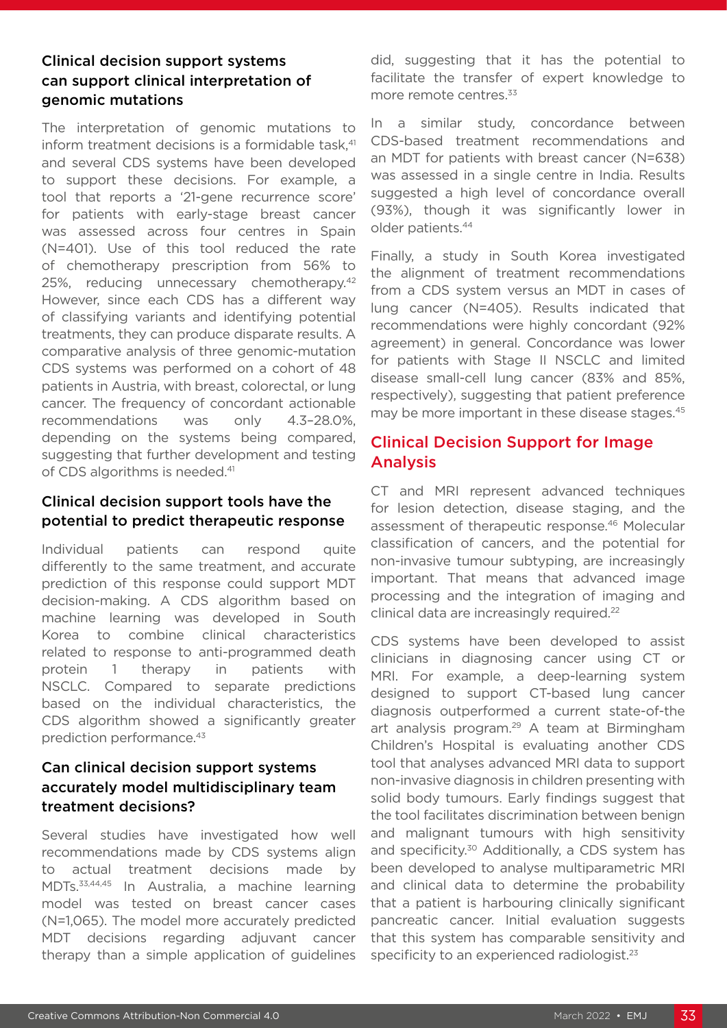### Clinical decision support systems can support clinical interpretation of genomic mutations

The interpretation of genomic mutations to inform treatment decisions is a formidable task,[41] and several CDS systems have been developed to support these decisions. For example, a tool that reports a '21-gene recurrence score' for patients with early-stage breast cancer was assessed across four centres in Spain (N=401). Use of this tool reduced the rate of chemotherapy prescription from 56% to 25%, reducing unnecessary chemotherapy.[42] However, since each CDS has a different way of classifying variants and identifying potential treatments, they can produce disparate results. A comparative analysis of three genomic-mutation CDS systems was performed on a cohort of 48 patients in Austria, with breast, colorectal, or lung cancer. The frequency of concordant actionable recommendations was only 4.3–28.0%, depending on the systems being compared, suggesting that further development and testing of CDS algorithms is needed.[41]

### Clinical decision support tools have the potential to predict therapeutic response

Individual patients can respond quite differently to the same treatment, and accurate prediction of this response could support MDT decision-making. A CDS algorithm based on machine learning was developed in South Korea to combine clinical characteristics related to response to anti-programmed death protein 1 therapy in patients with NSCLC. Compared to separate predictions based on the individual characteristics, the CDS algorithm showed a significantly greater prediction performance.[43]

### Can clinical decision support systems accurately model multidisciplinary team treatment decisions?

Several studies have investigated how well recommendations made by CDS systems align to actual treatment decisions made by MDTs.[33,44,45] In Australia, a machine learning model was tested on breast cancer cases (N=1,065). The model more accurately predicted MDT decisions regarding adjuvant cancer therapy than a simple application of guidelines did, suggesting that it has the potential to facilitate the transfer of expert knowledge to more remote centres.[33]

In a similar study, concordance between CDS-based treatment recommendations and an MDT for patients with breast cancer (N=638) was assessed in a single centre in India. Results suggested a high level of concordance overall (93%), though it was significantly lower in older patients.[44]

Finally, a study in South Korea investigated the alignment of treatment recommendations from a CDS system versus an MDT in cases of lung cancer (N=405). Results indicated that recommendations were highly concordant (92% agreement) in general. Concordance was lower for patients with Stage II NSCLC and limited disease small-cell lung cancer (83% and 85%, respectively), suggesting that patient preference may be more important in these disease stages.[45]

## Clinical Decision Support for Image Analysis

CT and MRI represent advanced techniques for lesion detection, disease staging, and the assessment of therapeutic response.[46] Molecular classification of cancers, and the potential for non-invasive tumour subtyping, are increasingly important. That means that advanced image processing and the integration of imaging and clinical data are increasingly required.[22]

CDS systems have been developed to assist clinicians in diagnosing cancer using CT or MRI. For example, a deep-learning system designed to support CT-based lung cancer diagnosis outperformed a current state-of-the art analysis program.[29] A team at Birmingham Children's Hospital is evaluating another CDS tool that analyses advanced MRI data to support non-invasive diagnosis in children presenting with solid body tumours. Early findings suggest that the tool facilitates discrimination between benign and malignant tumours with high sensitivity and specificity.[30] Additionally, a CDS system has been developed to analyse multiparametric MRI and clinical data to determine the probability that a patient is harbouring clinically significant pancreatic cancer. Initial evaluation suggests that this system has comparable sensitivity and specificity to an experienced radiologist.[23]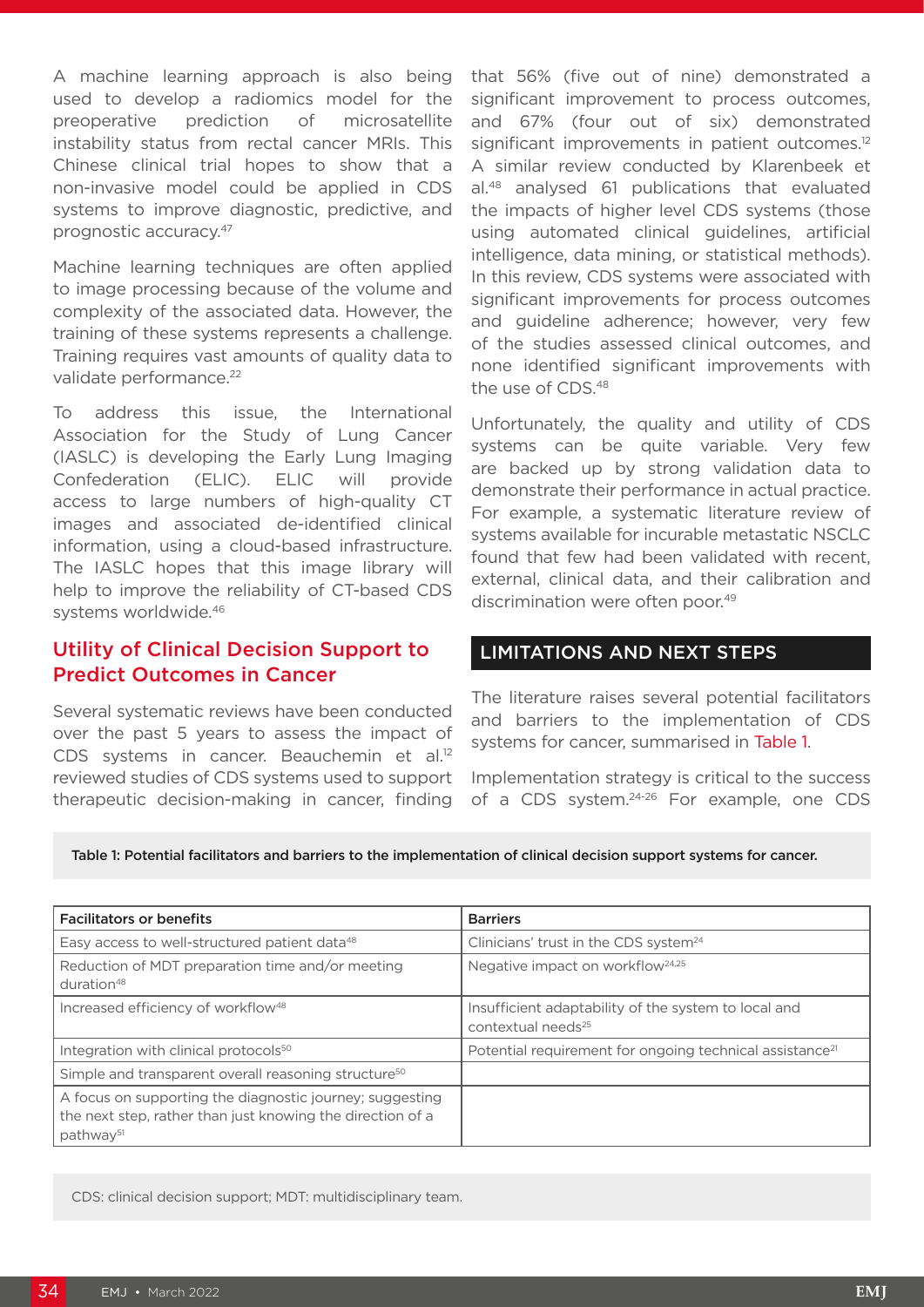A machine learning approach is also being used to develop a radiomics model for the preoperative prediction of microsatellite instability status from rectal cancer MRIs. This Chinese clinical trial hopes to show that a non-invasive model could be applied in CDS systems to improve diagnostic, predictive, and prognostic accuracy.[47]

Machine learning techniques are often applied to image processing because of the volume and complexity of the associated data. However, the training of these systems represents a challenge. Training requires vast amounts of quality data to validate performance.[22]

To address this issue, the International Association for the Study of Lung Cancer (IASLC) is developing the Early Lung Imaging Confederation (ELIC). ELIC will provide access to large numbers of high-quality CT images and associated de-identified clinical information, using a cloud-based infrastructure. The IASLC hopes that this image library will help to improve the reliability of CT-based CDS systems worldwide.[46]

### Utility of Clinical Decision Support to Predict Outcomes in Cancer

Several systematic reviews have been conducted over the past 5 years to assess the impact of CDS systems in cancer. Beauchemin et al.[12] reviewed studies of CDS systems used to support therapeutic decision-making in cancer, finding that 56% (five out of nine) demonstrated a significant improvement to process outcomes, and 67% (four out of six) demonstrated significant improvements in patient outcomes.[12] A similar review conducted by Klarenbeek et al.[48] analysed 61 publications that evaluated the impacts of higher level CDS systems (those using automated clinical guidelines, artificial intelligence, data mining, or statistical methods). In this review, CDS systems were associated with significant improvements for process outcomes and guideline adherence; however, very few of the studies assessed clinical outcomes, and none identified significant improvements with the use of CDS.[48]

Unfortunately, the quality and utility of CDS systems can be quite variable. Very few are backed up by strong validation data to demonstrate their performance in actual practice. For example, a systematic literature review of systems available for incurable metastatic NSCLC found that few had been validated with recent, external, clinical data, and their calibration and discrimination were often poor.[49]

## LIMITATIONS AND NEXT STEPS

The literature raises several potential facilitators and barriers to the implementation of CDS systems for cancer, summarised in Table 1.

Implementation strategy is critical to the success of a CDS system.[24-26] For example, one CDS

**Table 1: Potential facilitators and barriers to the implementation of clinical decision support systems for cancer.**

| Facilitators or benefits | Barriers |
|---|---|
| Easy access to well-structured patient data[48] | Clinicians' trust in the CDS system[24] |
| Reduction of MDT preparation time and/or meeting duration[48] | Negative impact on workflow[24,25] |
| Increased efficiency of workflow[48] | Insufficient adaptability of the system to local and contextual needs[25] |
| Integration with clinical protocols[50] | Potential requirement for ongoing technical assistance[21] |
| Simple and transparent overall reasoning structure[50] | |
| A focus on supporting the diagnostic journey; suggesting the next step, rather than just knowing the direction of a pathway[51] | |

CDS: clinical decision support; MDT: multidisciplinary team.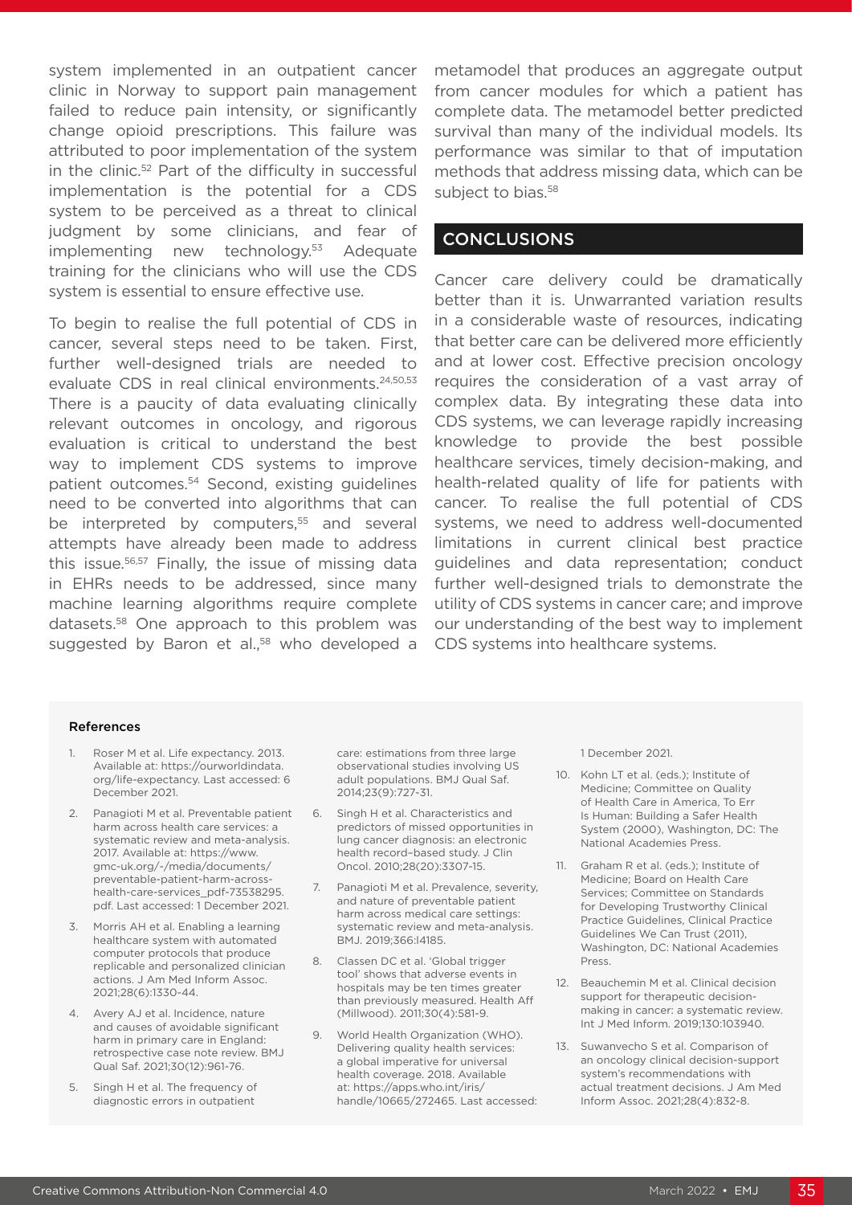system implemented in an outpatient cancer clinic in Norway to support pain management failed to reduce pain intensity, or significantly change opioid prescriptions. This failure was attributed to poor implementation of the system in the clinic.[52] Part of the difficulty in successful implementation is the potential for a CDS system to be perceived as a threat to clinical judgment by some clinicians, and fear of implementing new technology.[53] Adequate training for the clinicians who will use the CDS system is essential to ensure effective use.

To begin to realise the full potential of CDS in cancer, several steps need to be taken. First, further well-designed trials are needed to evaluate CDS in real clinical environments.[24,50,53] There is a paucity of data evaluating clinically relevant outcomes in oncology, and rigorous evaluation is critical to understand the best way to implement CDS systems to improve patient outcomes.[54] Second, existing guidelines need to be converted into algorithms that can be interpreted by computers,[55] and several attempts have already been made to address this issue.[56,57] Finally, the issue of missing data in EHRs needs to be addressed, since many machine learning algorithms require complete datasets.[58] One approach to this problem was suggested by Baron et al.,[58] who developed a metamodel that produces an aggregate output from cancer modules for which a patient has complete data. The metamodel better predicted survival than many of the individual models. Its performance was similar to that of imputation methods that address missing data, which can be subject to bias.[58]

## CONCLUSIONS

Cancer care delivery could be dramatically better than it is. Unwarranted variation results in a considerable waste of resources, indicating that better care can be delivered more efficiently and at lower cost. Effective precision oncology requires the consideration of a vast array of complex data. By integrating these data into CDS systems, we can leverage rapidly increasing knowledge to provide the best possible healthcare services, timely decision-making, and health-related quality of life for patients with cancer. To realise the full potential of CDS systems, we need to address well-documented limitations in current clinical best practice guidelines and data representation; conduct further well-designed trials to demonstrate the utility of CDS systems in cancer care; and improve our understanding of the best way to implement CDS systems into healthcare systems.

### References

1. Roser M et al. Life expectancy. 2013. Available at: https://ourworldindata.org/life-expectancy. Last accessed: 6 December 2021.
2. Panagioti M et al. Preventable patient harm across health care services: a systematic review and meta-analysis. 2017. Available at: https://www.gmc-uk.org/-/media/documents/preventable-patient-harm-across-health-care-services_pdf-73538295.pdf. Last accessed: 1 December 2021.
3. Morris AH et al. Enabling a learning healthcare system with automated computer protocols that produce replicable and personalized clinician actions. J Am Med Inform Assoc. 2021;28(6):1330-44.
4. Avery AJ et al. Incidence, nature and causes of avoidable significant harm in primary care in England: retrospective case note review. BMJ Qual Saf. 2021;30(12):961-76.
5. Singh H et al. The frequency of diagnostic errors in outpatient care: estimations from three large observational studies involving US adult populations. BMJ Qual Saf. 2014;23(9):727-31.
6. Singh H et al. Characteristics and predictors of missed opportunities in lung cancer diagnosis: an electronic health record–based study. J Clin Oncol. 2010;28(20):3307-15.
7. Panagioti M et al. Prevalence, severity, and nature of preventable patient harm across medical care settings: systematic review and meta-analysis. BMJ. 2019;366:l4185.
8. Classen DC et al. 'Global trigger tool' shows that adverse events in hospitals may be ten times greater than previously measured. Health Aff (Millwood). 2011;30(4):581-9.
9. World Health Organization (WHO). Delivering quality health services: a global imperative for universal health coverage. 2018. Available at: https://apps.who.int/iris/handle/10665/272465. Last accessed: 1 December 2021.
10. Kohn LT et al. (eds.); Institute of Medicine; Committee on Quality of Health Care in America, To Err Is Human: Building a Safer Health System (2000), Washington, DC: The National Academies Press.
11. Graham R et al. (eds.); Institute of Medicine; Board on Health Care Services; Committee on Standards for Developing Trustworthy Clinical Practice Guidelines, Clinical Practice Guidelines We Can Trust (2011), Washington, DC: National Academies Press.
12. Beauchemin M et al. Clinical decision support for therapeutic decision-making in cancer: a systematic review. Int J Med Inform. 2019;130:103940.
13. Suwanvecho S et al. Comparison of an oncology clinical decision-support system's recommendations with actual treatment decisions. J Am Med Inform Assoc. 2021;28(4):832-8.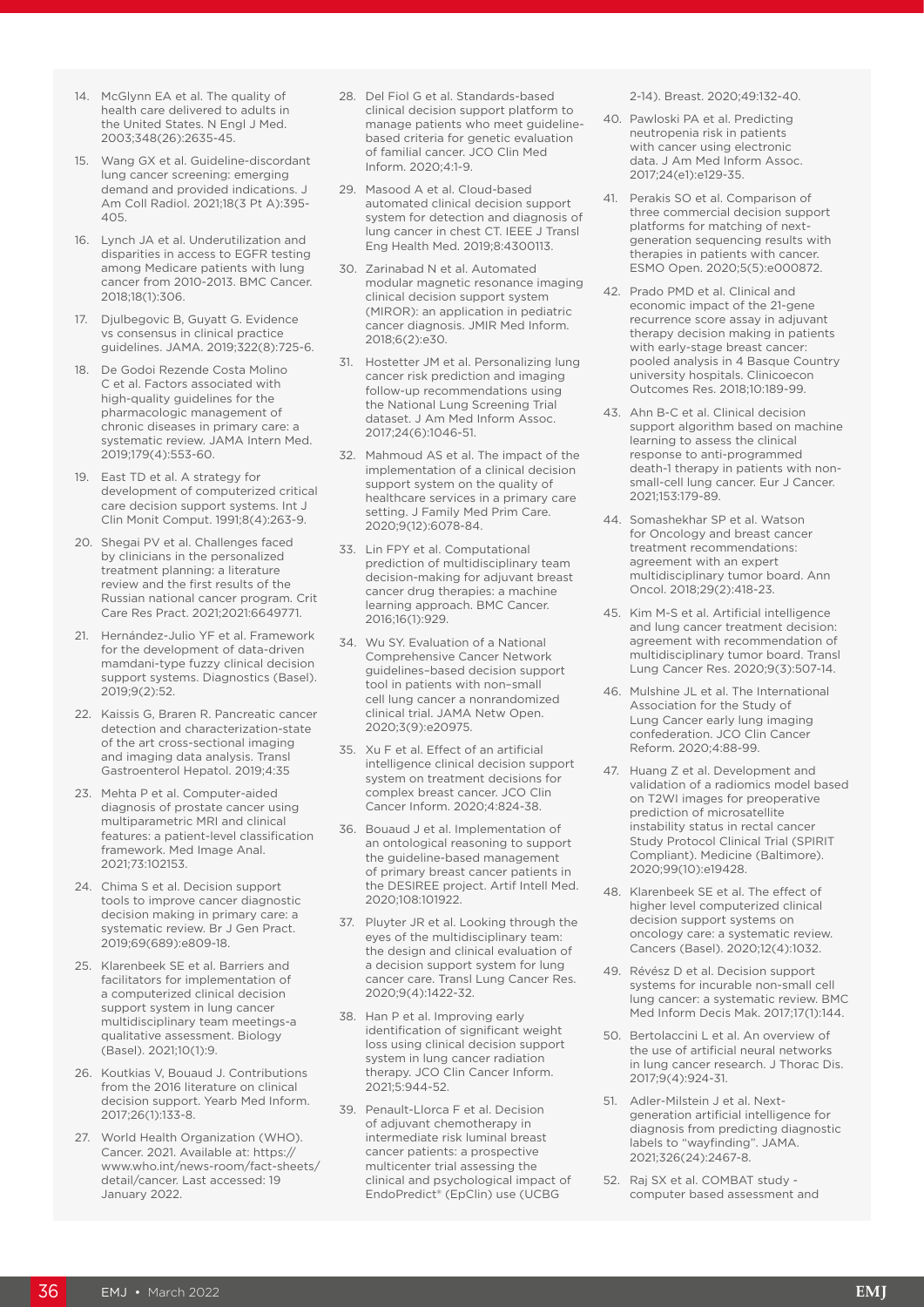14. McGlynn EA et al. The quality of health care delivered to adults in the United States. N Engl J Med. 2003;348(26):2635-45.
15. Wang GX et al. Guideline-discordant lung cancer screening: emerging demand and provided indications. J Am Coll Radiol. 2021;18(3 Pt A):395-405.
16. Lynch JA et al. Underutilization and disparities in access to EGFR testing among Medicare patients with lung cancer from 2010-2013. BMC Cancer. 2018;18(1):306.
17. Djulbegovic B, Guyatt G. Evidence vs consensus in clinical practice guidelines. JAMA. 2019;322(8):725-6.
18. De Godoi Rezende Costa Molino C et al. Factors associated with high-quality guidelines for the pharmacologic management of chronic diseases in primary care: a systematic review. JAMA Intern Med. 2019;179(4):553-60.
19. East TD et al. A strategy for development of computerized critical care decision support systems. Int J Clin Monit Comput. 1991;8(4):263-9.
20. Shegai PV et al. Challenges faced by clinicians in the personalized treatment planning: a literature review and the first results of the Russian national cancer program. Crit Care Res Pract. 2021;2021:6649771.
21. Hernández-Julio YF et al. Framework for the development of data-driven mamdani-type fuzzy clinical decision support systems. Diagnostics (Basel). 2019;9(2):52.
22. Kaissis G, Braren R. Pancreatic cancer detection and characterization-state of the art cross-sectional imaging and imaging data analysis. Transl Gastroenterol Hepatol. 2019;4:35
23. Mehta P et al. Computer-aided diagnosis of prostate cancer using multiparametric MRI and clinical features: a patient-level classification framework. Med Image Anal. 2021;73:102153.
24. Chima S et al. Decision support tools to improve cancer diagnostic decision making in primary care: a systematic review. Br J Gen Pract. 2019;69(689):e809-18.
25. Klarenbeek SE et al. Barriers and facilitators for implementation of a computerized clinical decision support system in lung cancer multidisciplinary team meetings-a qualitative assessment. Biology (Basel). 2021;10(1):9.
26. Koutkias V, Bouaud J. Contributions from the 2016 literature on clinical decision support. Yearb Med Inform. 2017;26(1):133-8.
27. World Health Organization (WHO). Cancer. 2021. Available at: https://www.who.int/news-room/fact-sheets/detail/cancer. Last accessed: 19 January 2022.
28. Del Fiol G et al. Standards-based clinical decision support platform to manage patients who meet guideline-based criteria for genetic evaluation of familial cancer. JCO Clin Med Inform. 2020;4:1-9.
29. Masood A et al. Cloud-based automated clinical decision support system for detection and diagnosis of lung cancer in chest CT. IEEE J Transl Eng Health Med. 2019;8:4300113.
30. Zarinabad N et al. Automated modular magnetic resonance imaging clinical decision support system (MIROR): an application in pediatric cancer diagnosis. JMIR Med Inform. 2018;6(2):e30.
31. Hostetter JM et al. Personalizing lung cancer risk prediction and imaging follow-up recommendations using the National Lung Screening Trial dataset. J Am Med Inform Assoc. 2017;24(6):1046-51.
32. Mahmoud AS et al. The impact of the implementation of a clinical decision support system on the quality of healthcare services in a primary care setting. J Family Med Prim Care. 2020;9(12):6078-84.
33. Lin FPY et al. Computational prediction of multidisciplinary team decision-making for adjuvant breast cancer drug therapies: a machine learning approach. BMC Cancer. 2016;16(1):929.
34. Wu SY. Evaluation of a National Comprehensive Cancer Network guidelines–based decision support tool in patients with non–small cell lung cancer a nonrandomized clinical trial. JAMA Netw Open. 2020;3(9):e20975.
35. Xu F et al. Effect of an artificial intelligence clinical decision support system on treatment decisions for complex breast cancer. JCO Clin Cancer Inform. 2020;4:824-38.
36. Bouaud J et al. Implementation of an ontological reasoning to support the guideline-based management of primary breast cancer patients in the DESIREE project. Artif Intell Med. 2020;108:101922.
37. Pluyter JR et al. Looking through the eyes of the multidisciplinary team: the design and clinical evaluation of a decision support system for lung cancer care. Transl Lung Cancer Res. 2020;9(4):1422-32.
38. Han P et al. Improving early identification of significant weight loss using clinical decision support system in lung cancer radiation therapy. JCO Clin Cancer Inform. 2021;5:944-52.
39. Penault-Llorca F et al. Decision of adjuvant chemotherapy in intermediate risk luminal breast cancer patients: a prospective multicenter trial assessing the clinical and psychological impact of EndoPredict® (EpClin) use (UCBG 2-14). Breast. 2020;49:132-40.
40. Pawloski PA et al. Predicting neutropenia risk in patients with cancer using electronic data. J Am Med Inform Assoc. 2017;24(e1):e129-35.
41. Perakis SO et al. Comparison of three commercial decision support platforms for matching of next-generation sequencing results with therapies in patients with cancer. ESMO Open. 2020;5(5):e000872.
42. Prado PMD et al. Clinical and economic impact of the 21-gene recurrence score assay in adjuvant therapy decision making in patients with early-stage breast cancer: pooled analysis in 4 Basque Country university hospitals. Clinicoecon Outcomes Res. 2018;10:189-99.
43. Ahn B-C et al. Clinical decision support algorithm based on machine learning to assess the clinical response to anti-programmed death-1 therapy in patients with non-small-cell lung cancer. Eur J Cancer. 2021;153:179-89.
44. Somashekhar SP et al. Watson for Oncology and breast cancer treatment recommendations: agreement with an expert multidisciplinary tumor board. Ann Oncol. 2018;29(2):418-23.
45. Kim M-S et al. Artificial intelligence and lung cancer treatment decision: agreement with recommendation of multidisciplinary tumor board. Transl Lung Cancer Res. 2020;9(3):507-14.
46. Mulshine JL et al. The International Association for the Study of Lung Cancer early lung imaging confederation. JCO Clin Cancer Reform. 2020;4:88-99.
47. Huang Z et al. Development and validation of a radiomics model based on T2WI images for preoperative prediction of microsatellite instability status in rectal cancer Study Protocol Clinical Trial (SPIRIT Compliant). Medicine (Baltimore). 2020;99(10):e19428.
48. Klarenbeek SE et al. The effect of higher level computerized clinical decision support systems on oncology care: a systematic review. Cancers (Basel). 2020;12(4):1032.
49. Révész D et al. Decision support systems for incurable non-small cell lung cancer: a systematic review. BMC Med Inform Decis Mak. 2017;17(1):144.
50. Bertolaccini L et al. An overview of the use of artificial neural networks in lung cancer research. J Thorac Dis. 2017;9(4):924-31.
51. Adler-Milstein J et al. Next-generation artificial intelligence for diagnosis from predicting diagnostic labels to "wayfinding". JAMA. 2021;326(24):2467-8.
52. Raj SX et al. COMBAT study - computer based assessment and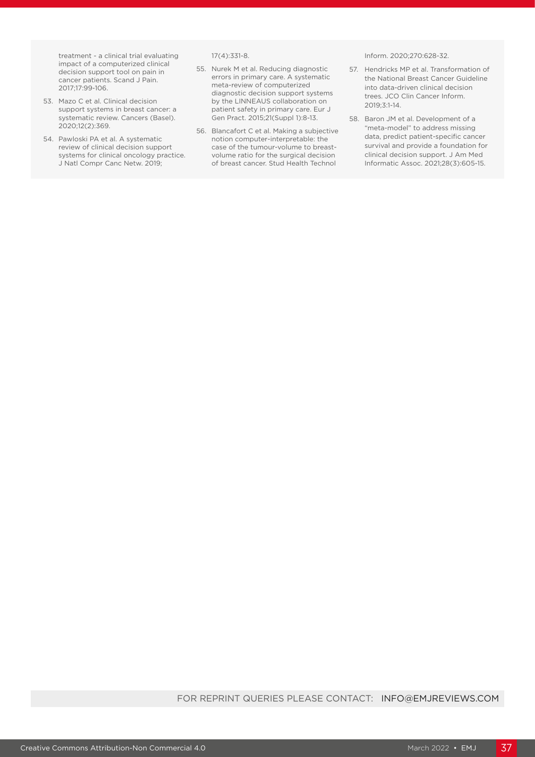treatment - a clinical trial evaluating impact of a computerized clinical decision support tool on pain in cancer patients. Scand J Pain. 2017;17:99-106.

53. Mazo C et al. Clinical decision support systems in breast cancer: a systematic review. Cancers (Basel). 2020;12(2):369.
54. Pawloski PA et al. A systematic review of clinical decision support systems for clinical oncology practice. J Natl Compr Canc Netw. 2019; 17(4):331-8.
55. Nurek M et al. Reducing diagnostic errors in primary care. A systematic meta-review of computerized diagnostic decision support systems by the LINNEAUS collaboration on patient safety in primary care. Eur J Gen Pract. 2015;21(Suppl 1):8-13.
56. Blancafort C et al. Making a subjective notion computer-interpretable: the case of the tumour-volume to breast-volume ratio for the surgical decision of breast cancer. Stud Health Technol Inform. 2020;270:628-32.
57. Hendricks MP et al. Transformation of the National Breast Cancer Guideline into data-driven clinical decision trees. JCO Clin Cancer Inform. 2019;3:1-14.
58. Baron JM et al. Development of a "meta-model" to address missing data, predict patient-specific cancer survival and provide a foundation for clinical decision support. J Am Med Informatic Assoc. 2021;28(3):605-15.

FOR REPRINT QUERIES PLEASE CONTACT: INFO@EMJREVIEWS.COM